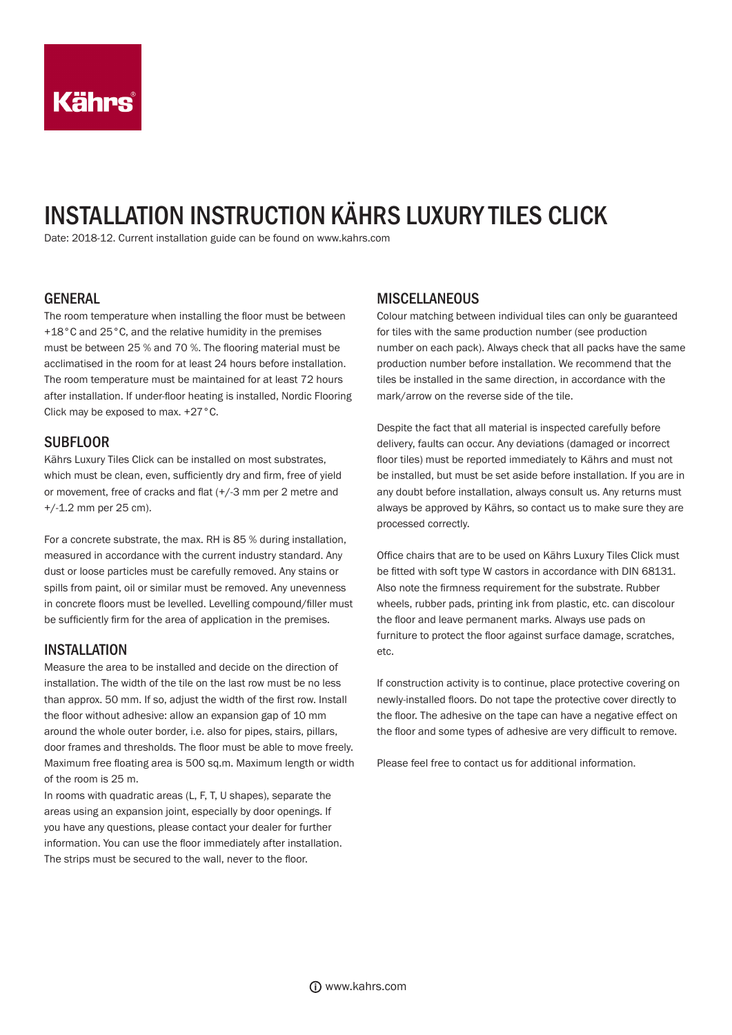# INSTALLATION INSTRUCTION KÄHRS LUXURY TILES CLICK

Date: 2018-12. Current installation guide can be found on www.kahrs.com

## GENERAL

The room temperature when installing the floor must be between +18°C and 25°C, and the relative humidity in the premises must be between 25 % and 70 %. The flooring material must be acclimatised in the room for at least 24 hours before installation. The room temperature must be maintained for at least 72 hours after installation. If under-floor heating is installed, Nordic Flooring Click may be exposed to max. +27°C.

## SUBFLOOR

Kährs Luxury Tiles Click can be installed on most substrates, which must be clean, even, sufficiently dry and firm, free of yield or movement, free of cracks and flat (+/-3 mm per 2 metre and +/-1.2 mm per 25 cm).

For a concrete substrate, the max. RH is 85 % during installation, measured in accordance with the current industry standard. Any dust or loose particles must be carefully removed. Any stains or spills from paint, oil or similar must be removed. Any unevenness in concrete floors must be levelled. Levelling compound/filler must be sufficiently firm for the area of application in the premises.

## INSTALLATION

Measure the area to be installed and decide on the direction of installation. The width of the tile on the last row must be no less than approx. 50 mm. If so, adjust the width of the first row. Install the floor without adhesive: allow an expansion gap of 10 mm around the whole outer border, i.e. also for pipes, stairs, pillars, door frames and thresholds. The floor must be able to move freely. Maximum free floating area is 500 sq.m. Maximum length or width of the room is 25 m.

In rooms with quadratic areas (L, F, T, U shapes), separate the areas using an expansion joint, especially by door openings. If you have any questions, please contact your dealer for further information. You can use the floor immediately after installation. The strips must be secured to the wall, never to the floor.

## MISCELLANEOUS

Colour matching between individual tiles can only be guaranteed for tiles with the same production number (see production number on each pack). Always check that all packs have the same production number before installation. We recommend that the tiles be installed in the same direction, in accordance with the mark/arrow on the reverse side of the tile.

Despite the fact that all material is inspected carefully before delivery, faults can occur. Any deviations (damaged or incorrect floor tiles) must be reported immediately to Kährs and must not be installed, but must be set aside before installation. If you are in any doubt before installation, always consult us. Any returns must always be approved by Kährs, so contact us to make sure they are processed correctly.

Office chairs that are to be used on Kährs Luxury Tiles Click must be fitted with soft type W castors in accordance with DIN 68131. Also note the firmness requirement for the substrate. Rubber wheels, rubber pads, printing ink from plastic, etc. can discolour the floor and leave permanent marks. Always use pads on furniture to protect the floor against surface damage, scratches, etc.

If construction activity is to continue, place protective covering on newly-installed floors. Do not tape the protective cover directly to the floor. The adhesive on the tape can have a negative effect on the floor and some types of adhesive are very difficult to remove.

Please feel free to contact us for additional information.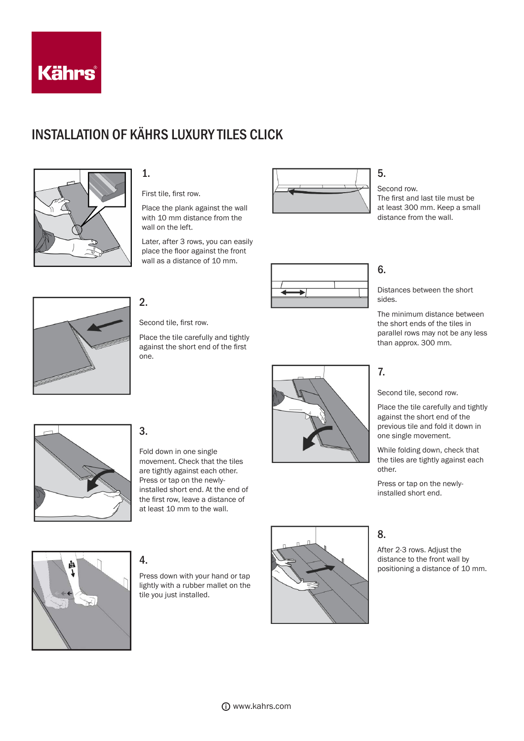# INSTALLATION OF KÄHRS LUXURY TILES CLICK

## 1.

First tile, first row.

Place the plank against the wall with 10 mm distance from the wall on the left.

Later, after 3 rows, you can easily place the floor against the front wall as a distance of 10 mm.

## 2.

Second tile, first row.

Place the tile carefully and tightly against the short end of the first one.

## 3.

Fold down in one single movement. Check that the tiles are tightly against each other. Press or tap on the newly-installed short end. At the end of the first row, leave a distance of at least 10 mm to the wall.

## 4.

Press down with your hand or tap lightly with a rubber mallet on the tile you just installed.

## 5.

Second row.
The first and last tile must be at least 300 mm. Keep a small distance from the wall.

## 6.

Distances between the short sides.

The minimum distance between the short ends of the tiles in parallel rows may not be any less than approx. 300 mm.

## 7.

Second tile, second row.

Place the tile carefully and tightly against the short end of the previous tile and fold it down in one single movement.

While folding down, check that the tiles are tightly against each other.

Press or tap on the newly-installed short end.

## 8.

After 2-3 rows. Adjust the distance to the front wall by positioning a distance of 10 mm.

www.kahrs.com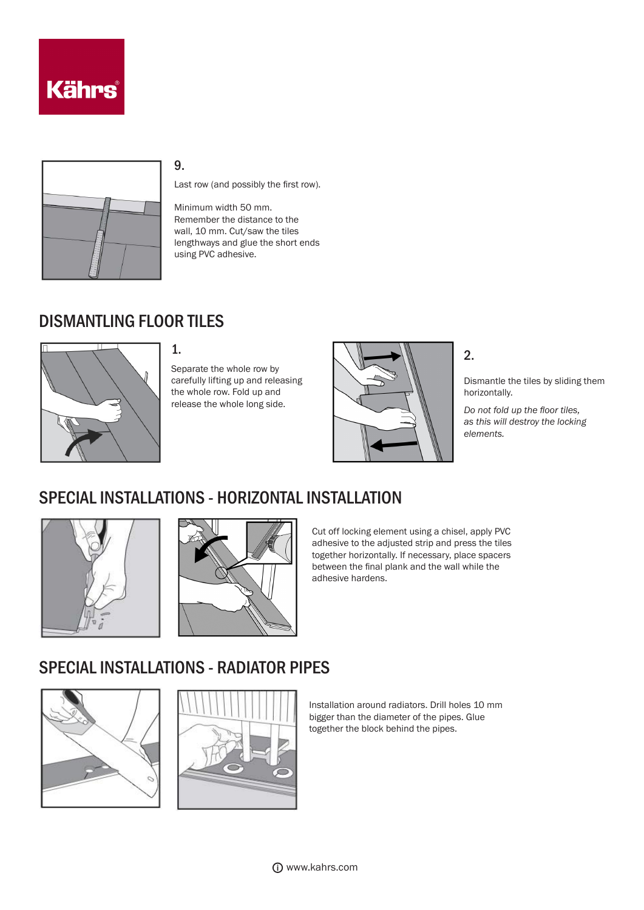Kährs

9.

Last row (and possibly the first row).

Minimum width 50 mm. Remember the distance to the wall, 10 mm. Cut/saw the tiles lengthways and glue the short ends using PVC adhesive.

## DISMANTLING FLOOR TILES

1.

Separate the whole row by carefully lifting up and releasing the whole row. Fold up and release the whole long side.

2.

Dismantle the tiles by sliding them horizontally.

*Do not fold up the floor tiles, as this will destroy the locking elements.*

## SPECIAL INSTALLATIONS - HORIZONTAL INSTALLATION

Cut off locking element using a chisel, apply PVC adhesive to the adjusted strip and press the tiles together horizontally. If necessary, place spacers between the final plank and the wall while the adhesive hardens.

## SPECIAL INSTALLATIONS - RADIATOR PIPES

Installation around radiators. Drill holes 10 mm bigger than the diameter of the pipes. Glue together the block behind the pipes.

www.kahrs.com